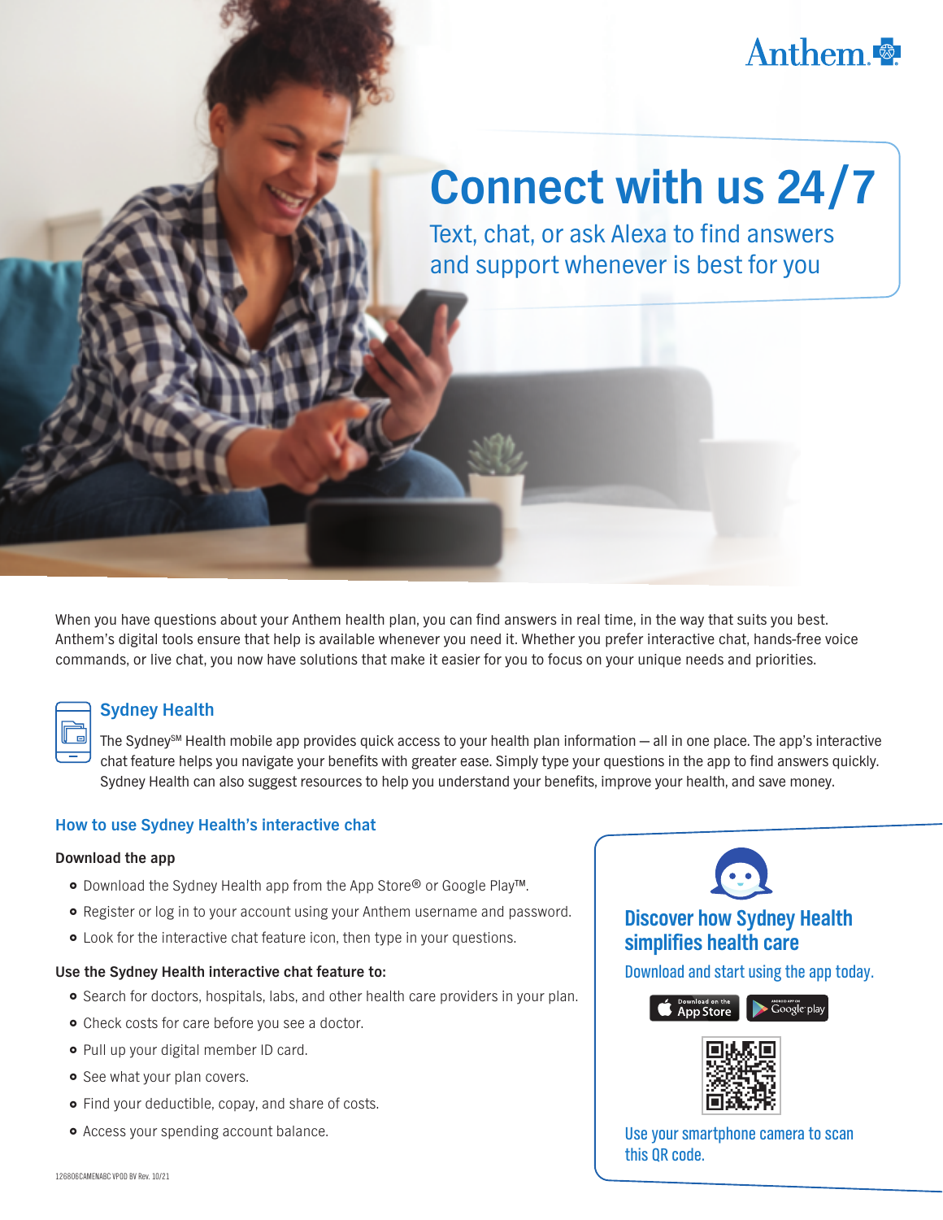Anthem

# Connect with us 24/7

Text, chat, or ask Alexa to find answers and support whenever is best for you

When you have questions about your Anthem health plan, you can find answers in real time, in the way that suits you best. Anthem's digital tools ensure that help is available whenever you need it. Whether you prefer interactive chat, hands-free voice commands, or live chat, you now have solutions that make it easier for you to focus on your unique needs and priorities.

## Sydney Health

The Sydney℠ Health mobile app provides quick access to your health plan information — all in one place. The app's interactive chat feature helps you navigate your benefits with greater ease. Simply type your questions in the app to find answers quickly. Sydney Health can also suggest resources to help you understand your benefits, improve your health, and save money.

### How to use Sydney Health's interactive chat

**Download the app**

- Download the Sydney Health app from the App Store® or Google Play™.
- Register or log in to your account using your Anthem username and password.
- Look for the interactive chat feature icon, then type in your questions.

**Use the Sydney Health interactive chat feature to:**

- Search for doctors, hospitals, labs, and other health care providers in your plan.
- Check costs for care before you see a doctor.
- Pull up your digital member ID card.
- See what your plan covers.
- Find your deductible, copay, and share of costs.
- Access your spending account balance.

### Discover how Sydney Health simplifies health care

Download and start using the app today.

Download on the App Store | Android App on Google play

Use your smartphone camera to scan this QR code.

126806CAMENABC VPOD BV Rev. 10/21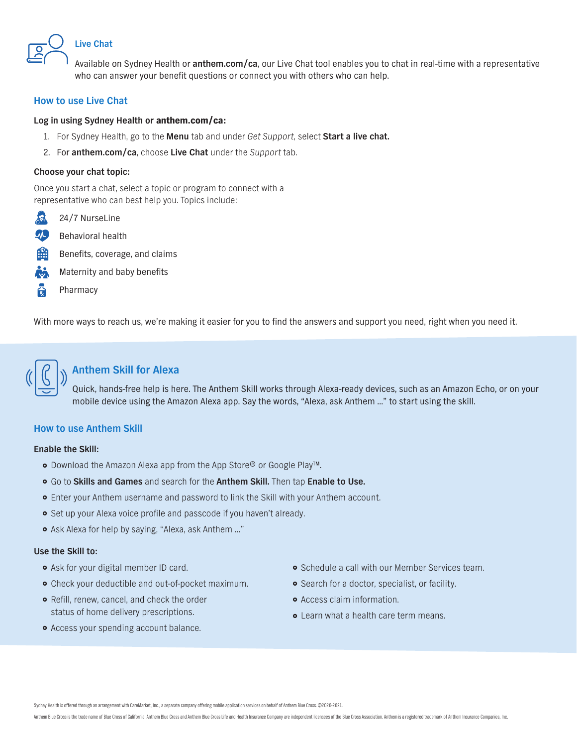## Live Chat

Available on Sydney Health or **anthem.com/ca**, our Live Chat tool enables you to chat in real-time with a representative who can answer your benefit questions or connect you with others who can help.

### How to use Live Chat

**Log in using Sydney Health or anthem.com/ca:**

1. For Sydney Health, go to the **Menu** tab and under *Get Support,* select **Start a live chat.**
2. For **anthem.com/ca**, choose **Live Chat** under the *Support* tab.

**Choose your chat topic:**

Once you start a chat, select a topic or program to connect with a representative who can best help you. Topics include:

- 24/7 NurseLine
- Behavioral health
- Benefits, coverage, and claims
- Maternity and baby benefits
- Pharmacy

With more ways to reach us, we're making it easier for you to find the answers and support you need, right when you need it.

## Anthem Skill for Alexa

Quick, hands-free help is here. The Anthem Skill works through Alexa-ready devices, such as an Amazon Echo, or on your mobile device using the Amazon Alexa app. Say the words, "Alexa, ask Anthem …" to start using the skill.

### How to use Anthem Skill

**Enable the Skill:**

- Download the Amazon Alexa app from the App Store® or Google Play™.
- Go to **Skills and Games** and search for the **Anthem Skill.** Then tap **Enable to Use.**
- Enter your Anthem username and password to link the Skill with your Anthem account.
- Set up your Alexa voice profile and passcode if you haven't already.
- Ask Alexa for help by saying, "Alexa, ask Anthem …"

**Use the Skill to:**

- Ask for your digital member ID card.
- Check your deductible and out-of-pocket maximum.
- Refill, renew, cancel, and check the order status of home delivery prescriptions.
- Access your spending account balance.
- Schedule a call with our Member Services team.
- Search for a doctor, specialist, or facility.
- Access claim information.
- Learn what a health care term means.

Sydney Health is offered through an arrangement with CareMarket, Inc., a separate company offering mobile application services on behalf of Anthem Blue Cross. ©2020-2021.

Anthem Blue Cross is the trade name of Blue Cross of California. Anthem Blue Cross and Anthem Blue Cross Life and Health Insurance Company are independent licensees of the Blue Cross Association. Anthem is a registered trademark of Anthem Insurance Companies, Inc.